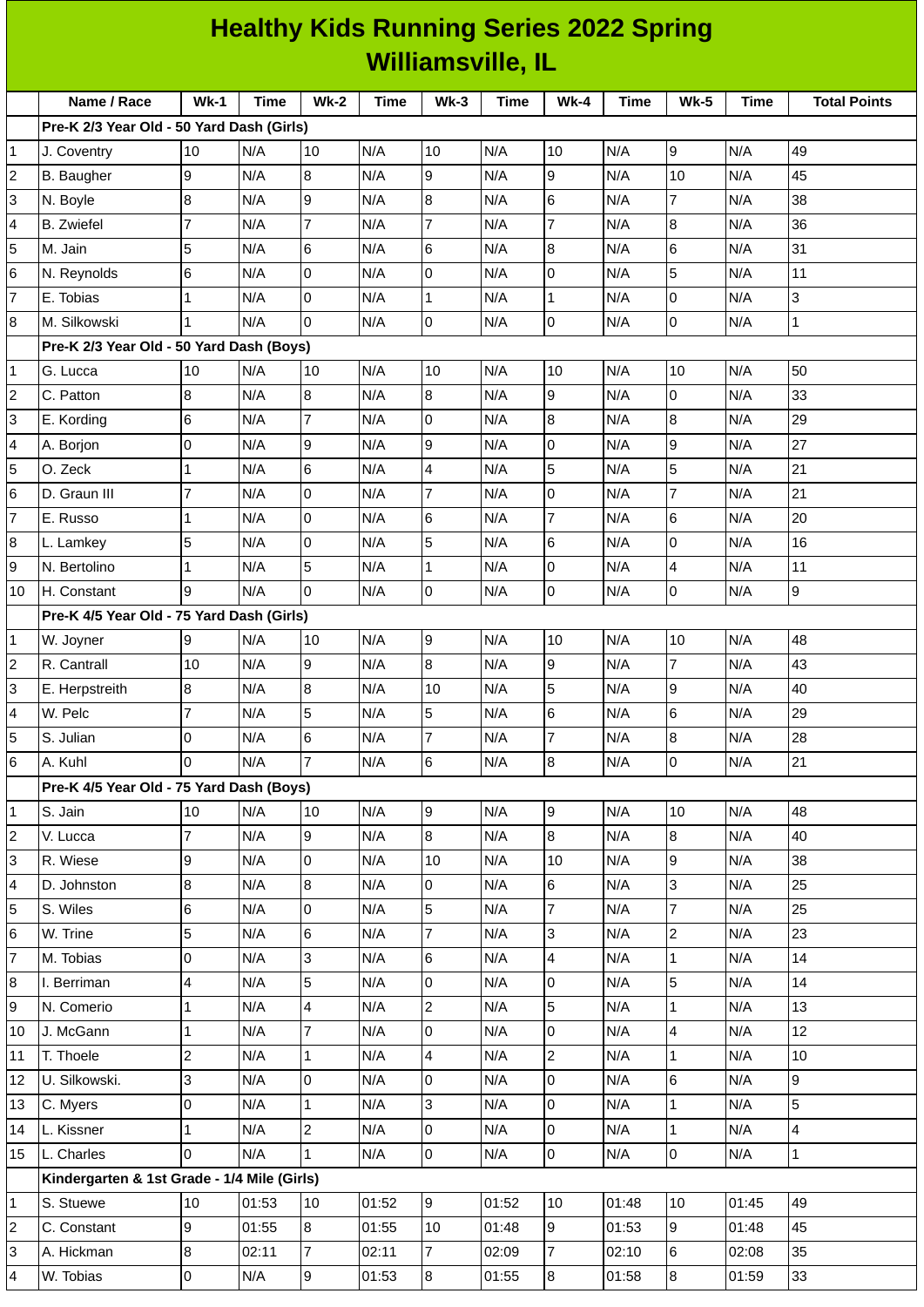# Healthy Kids Running Series 2022 Spring
## Williamsville, IL

| | Name / Race | Wk-1 | Time | Wk-2 | Time | Wk-3 | Time | Wk-4 | Time | Wk-5 | Time | Total Points |
|---|---|---|---|---|---|---|---|---|---|---|---|---|
| | **Pre-K 2/3 Year Old - 50 Yard Dash (Girls)** | | | | | | | | | | | |
| 1 | J. Coventry | 10 | N/A | 10 | N/A | 10 | N/A | 10 | N/A | 9 | N/A | 49 |
| 2 | B. Baugher | 9 | N/A | 8 | N/A | 9 | N/A | 9 | N/A | 10 | N/A | 45 |
| 3 | N. Boyle | 8 | N/A | 9 | N/A | 8 | N/A | 6 | N/A | 7 | N/A | 38 |
| 4 | B. Zwiefel | 7 | N/A | 7 | N/A | 7 | N/A | 7 | N/A | 8 | N/A | 36 |
| 5 | M. Jain | 5 | N/A | 6 | N/A | 6 | N/A | 8 | N/A | 6 | N/A | 31 |
| 6 | N. Reynolds | 6 | N/A | 0 | N/A | 0 | N/A | 0 | N/A | 5 | N/A | 11 |
| 7 | E. Tobias | 1 | N/A | 0 | N/A | 1 | N/A | 1 | N/A | 0 | N/A | 3 |
| 8 | M. Silkowski | 1 | N/A | 0 | N/A | 0 | N/A | 0 | N/A | 0 | N/A | 1 |
| | **Pre-K 2/3 Year Old - 50 Yard Dash (Boys)** | | | | | | | | | | | |
| 1 | G. Lucca | 10 | N/A | 10 | N/A | 10 | N/A | 10 | N/A | 10 | N/A | 50 |
| 2 | C. Patton | 8 | N/A | 8 | N/A | 8 | N/A | 9 | N/A | 0 | N/A | 33 |
| 3 | E. Kording | 6 | N/A | 7 | N/A | 0 | N/A | 8 | N/A | 8 | N/A | 29 |
| 4 | A. Borjon | 0 | N/A | 9 | N/A | 9 | N/A | 0 | N/A | 9 | N/A | 27 |
| 5 | O. Zeck | 1 | N/A | 6 | N/A | 4 | N/A | 5 | N/A | 5 | N/A | 21 |
| 6 | D. Graun III | 7 | N/A | 0 | N/A | 7 | N/A | 0 | N/A | 7 | N/A | 21 |
| 7 | E. Russo | 1 | N/A | 0 | N/A | 6 | N/A | 7 | N/A | 6 | N/A | 20 |
| 8 | L. Lamkey | 5 | N/A | 0 | N/A | 5 | N/A | 6 | N/A | 0 | N/A | 16 |
| 9 | N. Bertolino | 1 | N/A | 5 | N/A | 1 | N/A | 0 | N/A | 4 | N/A | 11 |
| 10 | H. Constant | 9 | N/A | 0 | N/A | 0 | N/A | 0 | N/A | 0 | N/A | 9 |
| | **Pre-K 4/5 Year Old - 75 Yard Dash (Girls)** | | | | | | | | | | | |
| 1 | W. Joyner | 9 | N/A | 10 | N/A | 9 | N/A | 10 | N/A | 10 | N/A | 48 |
| 2 | R. Cantrall | 10 | N/A | 9 | N/A | 8 | N/A | 9 | N/A | 7 | N/A | 43 |
| 3 | E. Herpstreith | 8 | N/A | 8 | N/A | 10 | N/A | 5 | N/A | 9 | N/A | 40 |
| 4 | W. Pelc | 7 | N/A | 5 | N/A | 5 | N/A | 6 | N/A | 6 | N/A | 29 |
| 5 | S. Julian | 0 | N/A | 6 | N/A | 7 | N/A | 7 | N/A | 8 | N/A | 28 |
| 6 | A. Kuhl | 0 | N/A | 7 | N/A | 6 | N/A | 8 | N/A | 0 | N/A | 21 |
| | **Pre-K 4/5 Year Old - 75 Yard Dash (Boys)** | | | | | | | | | | | |
| 1 | S. Jain | 10 | N/A | 10 | N/A | 9 | N/A | 9 | N/A | 10 | N/A | 48 |
| 2 | V. Lucca | 7 | N/A | 9 | N/A | 8 | N/A | 8 | N/A | 8 | N/A | 40 |
| 3 | R. Wiese | 9 | N/A | 0 | N/A | 10 | N/A | 10 | N/A | 9 | N/A | 38 |
| 4 | D. Johnston | 8 | N/A | 8 | N/A | 0 | N/A | 6 | N/A | 3 | N/A | 25 |
| 5 | S. Wiles | 6 | N/A | 0 | N/A | 5 | N/A | 7 | N/A | 7 | N/A | 25 |
| 6 | W. Trine | 5 | N/A | 6 | N/A | 7 | N/A | 3 | N/A | 2 | N/A | 23 |
| 7 | M. Tobias | 0 | N/A | 3 | N/A | 6 | N/A | 4 | N/A | 1 | N/A | 14 |
| 8 | I. Berriman | 4 | N/A | 5 | N/A | 0 | N/A | 0 | N/A | 5 | N/A | 14 |
| 9 | N. Comerio | 1 | N/A | 4 | N/A | 2 | N/A | 5 | N/A | 1 | N/A | 13 |
| 10 | J. McGann | 1 | N/A | 7 | N/A | 0 | N/A | 0 | N/A | 4 | N/A | 12 |
| 11 | T. Thoele | 2 | N/A | 1 | N/A | 4 | N/A | 2 | N/A | 1 | N/A | 10 |
| 12 | U. Silkowski. | 3 | N/A | 0 | N/A | 0 | N/A | 0 | N/A | 6 | N/A | 9 |
| 13 | C. Myers | 0 | N/A | 1 | N/A | 3 | N/A | 0 | N/A | 1 | N/A | 5 |
| 14 | L. Kissner | 1 | N/A | 2 | N/A | 0 | N/A | 0 | N/A | 1 | N/A | 4 |
| 15 | L. Charles | 0 | N/A | 1 | N/A | 0 | N/A | 0 | N/A | 0 | N/A | 1 |
| | **Kindergarten & 1st Grade - 1/4 Mile (Girls)** | | | | | | | | | | | |
| 1 | S. Stuewe | 10 | 01:53 | 10 | 01:52 | 9 | 01:52 | 10 | 01:48 | 10 | 01:45 | 49 |
| 2 | C. Constant | 9 | 01:55 | 8 | 01:55 | 10 | 01:48 | 9 | 01:53 | 9 | 01:48 | 45 |
| 3 | A. Hickman | 8 | 02:11 | 7 | 02:11 | 7 | 02:09 | 7 | 02:10 | 6 | 02:08 | 35 |
| 4 | W. Tobias | 0 | N/A | 9 | 01:53 | 8 | 01:55 | 8 | 01:58 | 8 | 01:59 | 33 |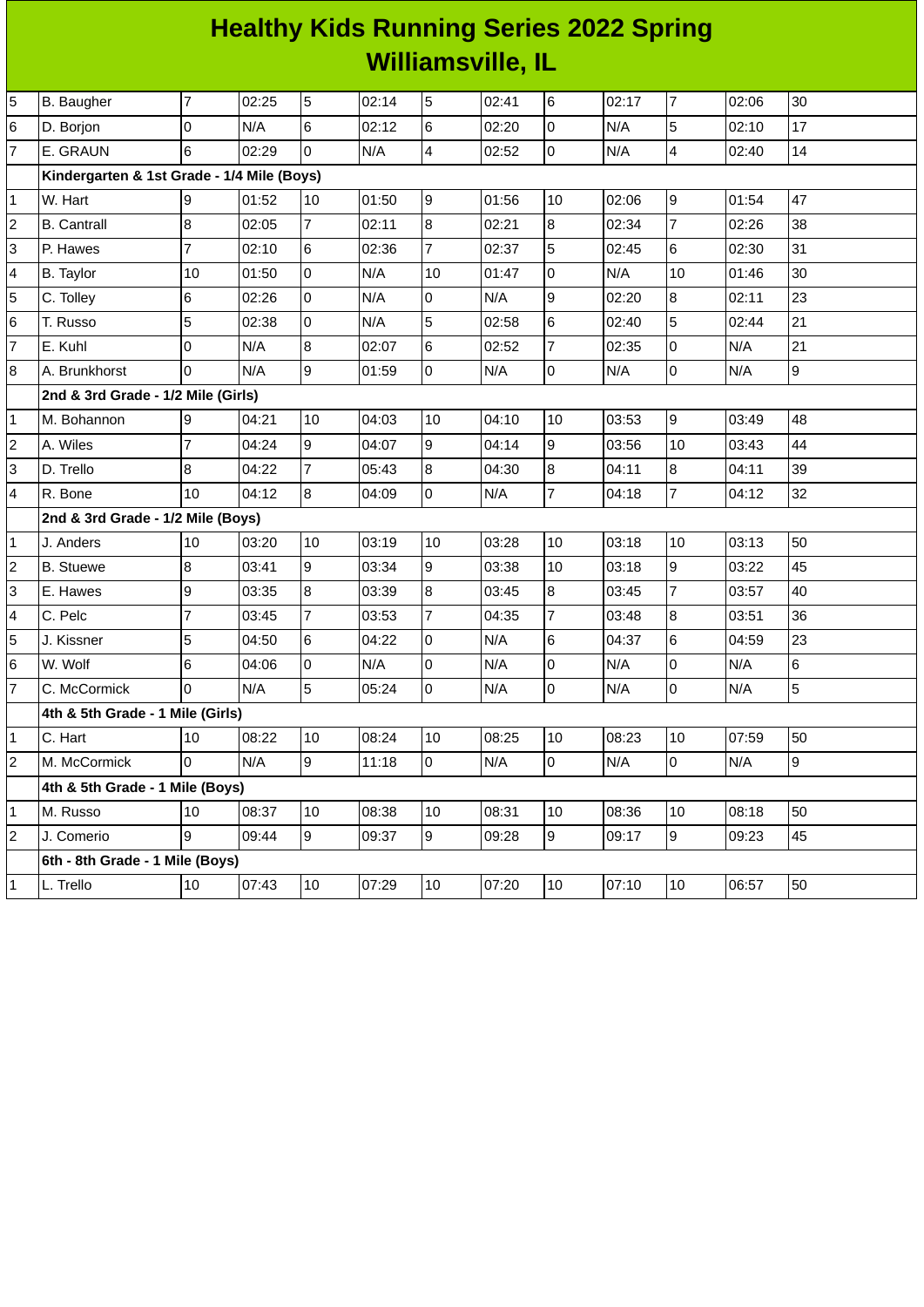# Healthy Kids Running Series 2022 Spring Williamsville, IL

| | | | | | | | | | | | | |
|---|---|---|---|---|---|---|---|---|---|---|---|---|
| 5 | B. Baugher | 7 | 02:25 | 5 | 02:14 | 5 | 02:41 | 6 | 02:17 | 7 | 02:06 | 30 |
| 6 | D. Borjon | 0 | N/A | 6 | 02:12 | 6 | 02:20 | 0 | N/A | 5 | 02:10 | 17 |
| 7 | E. GRAUN | 6 | 02:29 | 0 | N/A | 4 | 02:52 | 0 | N/A | 4 | 02:40 | 14 |
| | **Kindergarten & 1st Grade - 1/4 Mile (Boys)** | | | | | | | | | | | |
| 1 | W. Hart | 9 | 01:52 | 10 | 01:50 | 9 | 01:56 | 10 | 02:06 | 9 | 01:54 | 47 |
| 2 | B. Cantrall | 8 | 02:05 | 7 | 02:11 | 8 | 02:21 | 8 | 02:34 | 7 | 02:26 | 38 |
| 3 | P. Hawes | 7 | 02:10 | 6 | 02:36 | 7 | 02:37 | 5 | 02:45 | 6 | 02:30 | 31 |
| 4 | B. Taylor | 10 | 01:50 | 0 | N/A | 10 | 01:47 | 0 | N/A | 10 | 01:46 | 30 |
| 5 | C. Tolley | 6 | 02:26 | 0 | N/A | 0 | N/A | 9 | 02:20 | 8 | 02:11 | 23 |
| 6 | T. Russo | 5 | 02:38 | 0 | N/A | 5 | 02:58 | 6 | 02:40 | 5 | 02:44 | 21 |
| 7 | E. Kuhl | 0 | N/A | 8 | 02:07 | 6 | 02:52 | 7 | 02:35 | 0 | N/A | 21 |
| 8 | A. Brunkhorst | 0 | N/A | 9 | 01:59 | 0 | N/A | 0 | N/A | 0 | N/A | 9 |
| | **2nd & 3rd Grade - 1/2 Mile (Girls)** | | | | | | | | | | | |
| 1 | M. Bohannon | 9 | 04:21 | 10 | 04:03 | 10 | 04:10 | 10 | 03:53 | 9 | 03:49 | 48 |
| 2 | A. Wiles | 7 | 04:24 | 9 | 04:07 | 9 | 04:14 | 9 | 03:56 | 10 | 03:43 | 44 |
| 3 | D. Trello | 8 | 04:22 | 7 | 05:43 | 8 | 04:30 | 8 | 04:11 | 8 | 04:11 | 39 |
| 4 | R. Bone | 10 | 04:12 | 8 | 04:09 | 0 | N/A | 7 | 04:18 | 7 | 04:12 | 32 |
| | **2nd & 3rd Grade - 1/2 Mile (Boys)** | | | | | | | | | | | |
| 1 | J. Anders | 10 | 03:20 | 10 | 03:19 | 10 | 03:28 | 10 | 03:18 | 10 | 03:13 | 50 |
| 2 | B. Stuewe | 8 | 03:41 | 9 | 03:34 | 9 | 03:38 | 10 | 03:18 | 9 | 03:22 | 45 |
| 3 | E. Hawes | 9 | 03:35 | 8 | 03:39 | 8 | 03:45 | 8 | 03:45 | 7 | 03:57 | 40 |
| 4 | C. Pelc | 7 | 03:45 | 7 | 03:53 | 7 | 04:35 | 7 | 03:48 | 8 | 03:51 | 36 |
| 5 | J. Kissner | 5 | 04:50 | 6 | 04:22 | 0 | N/A | 6 | 04:37 | 6 | 04:59 | 23 |
| 6 | W. Wolf | 6 | 04:06 | 0 | N/A | 0 | N/A | 0 | N/A | 0 | N/A | 6 |
| 7 | C. McCormick | 0 | N/A | 5 | 05:24 | 0 | N/A | 0 | N/A | 0 | N/A | 5 |
| | **4th & 5th Grade - 1 Mile (Girls)** | | | | | | | | | | | |
| 1 | C. Hart | 10 | 08:22 | 10 | 08:24 | 10 | 08:25 | 10 | 08:23 | 10 | 07:59 | 50 |
| 2 | M. McCormick | 0 | N/A | 9 | 11:18 | 0 | N/A | 0 | N/A | 0 | N/A | 9 |
| | **4th & 5th Grade - 1 Mile (Boys)** | | | | | | | | | | | |
| 1 | M. Russo | 10 | 08:37 | 10 | 08:38 | 10 | 08:31 | 10 | 08:36 | 10 | 08:18 | 50 |
| 2 | J. Comerio | 9 | 09:44 | 9 | 09:37 | 9 | 09:28 | 9 | 09:17 | 9 | 09:23 | 45 |
| | **6th - 8th Grade - 1 Mile (Boys)** | | | | | | | | | | | |
| 1 | L. Trello | 10 | 07:43 | 10 | 07:29 | 10 | 07:20 | 10 | 07:10 | 10 | 06:57 | 50 |